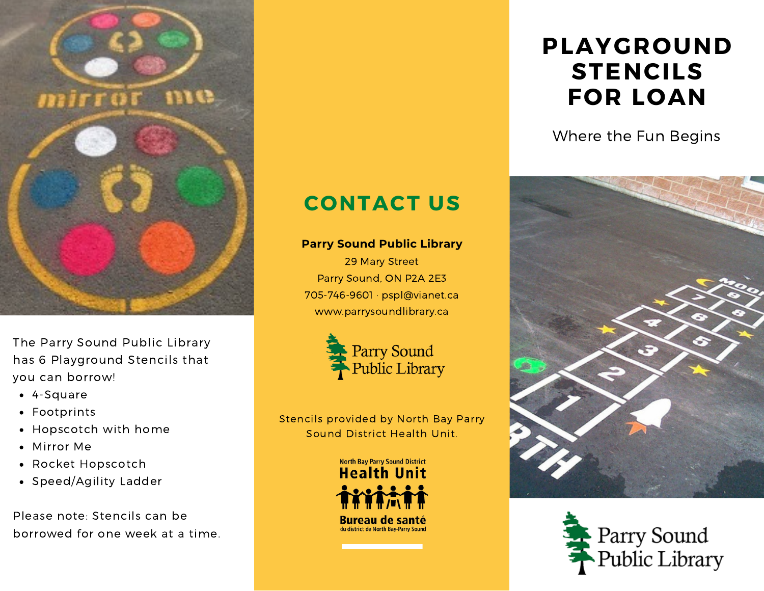# PLAYGROUND STENCILS FOR LOAN

Where the Fun Begins

The Parry Sound Public Library has 6 Playground Stencils that you can borrow!

- 4-Square
- Footprints
- Hopscotch with home
- Mirror Me
- Rocket Hopscotch
- Speed/Agility Ladder

Please note: Stencils can be borrowed for one week at a time.

## CONTACT US

**Parry Sound Public Library**
29 Mary Street
Parry Sound, ON P2A 2E3
705-746-9601 · pspl@vianet.ca
www.parrysoundlibrary.ca

Parry Sound Public Library

Stencils provided by North Bay Parry Sound District Health Unit.

North Bay Parry Sound District Health Unit
Bureau de santé du district de North Bay-Parry Sound

Parry Sound Public Library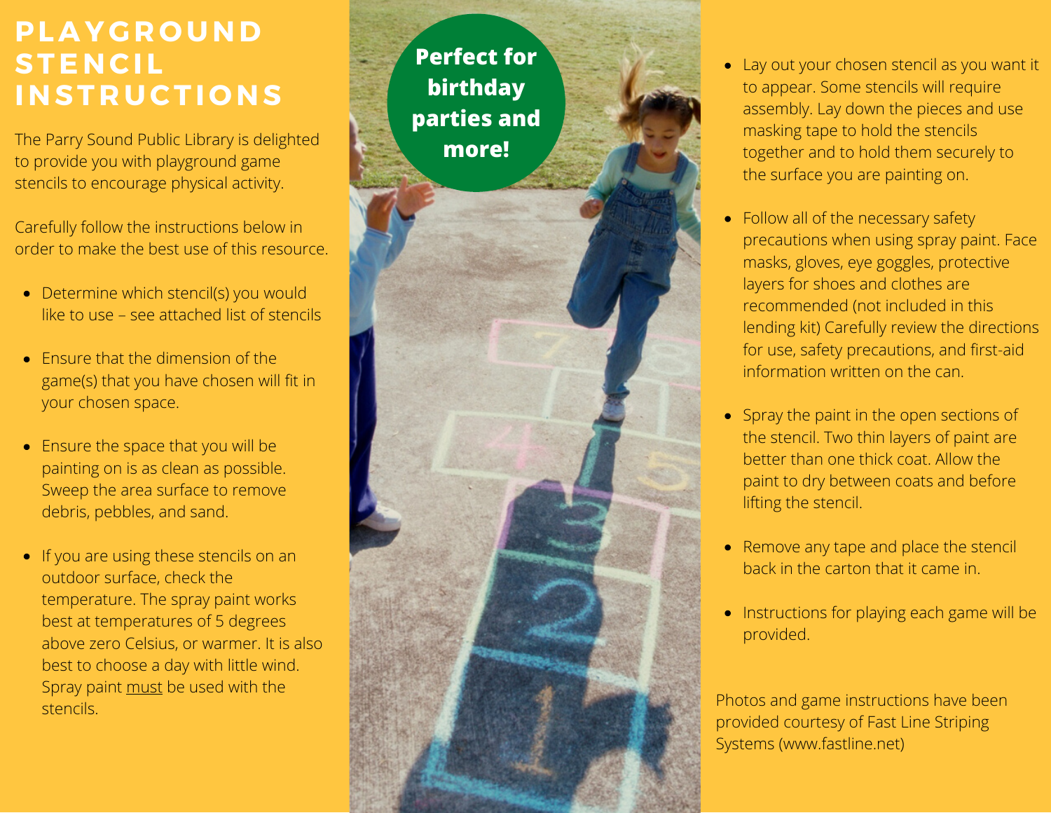# PLAYGROUND STENCIL INSTRUCTIONS

The Parry Sound Public Library is delighted to provide you with playground game stencils to encourage physical activity.

Carefully follow the instructions below in order to make the best use of this resource.

- Determine which stencil(s) you would like to use – see attached list of stencils
- Ensure that the dimension of the game(s) that you have chosen will fit in your chosen space.
- Ensure the space that you will be painting on is as clean as possible. Sweep the area surface to remove debris, pebbles, and sand.
- If you are using these stencils on an outdoor surface, check the temperature. The spray paint works best at temperatures of 5 degrees above zero Celsius, or warmer. It is also best to choose a day with little wind. Spray paint <u>must</u> be used with the stencils.

**Perfect for birthday parties and more!**

- Lay out your chosen stencil as you want it to appear. Some stencils will require assembly. Lay down the pieces and use masking tape to hold the stencils together and to hold them securely to the surface you are painting on.
- Follow all of the necessary safety precautions when using spray paint. Face masks, gloves, eye goggles, protective layers for shoes and clothes are recommended (not included in this lending kit) Carefully review the directions for use, safety precautions, and first-aid information written on the can.
- Spray the paint in the open sections of the stencil. Two thin layers of paint are better than one thick coat. Allow the paint to dry between coats and before lifting the stencil.
- Remove any tape and place the stencil back in the carton that it came in.
- Instructions for playing each game will be provided.

Photos and game instructions have been provided courtesy of Fast Line Striping Systems (www.fastline.net)